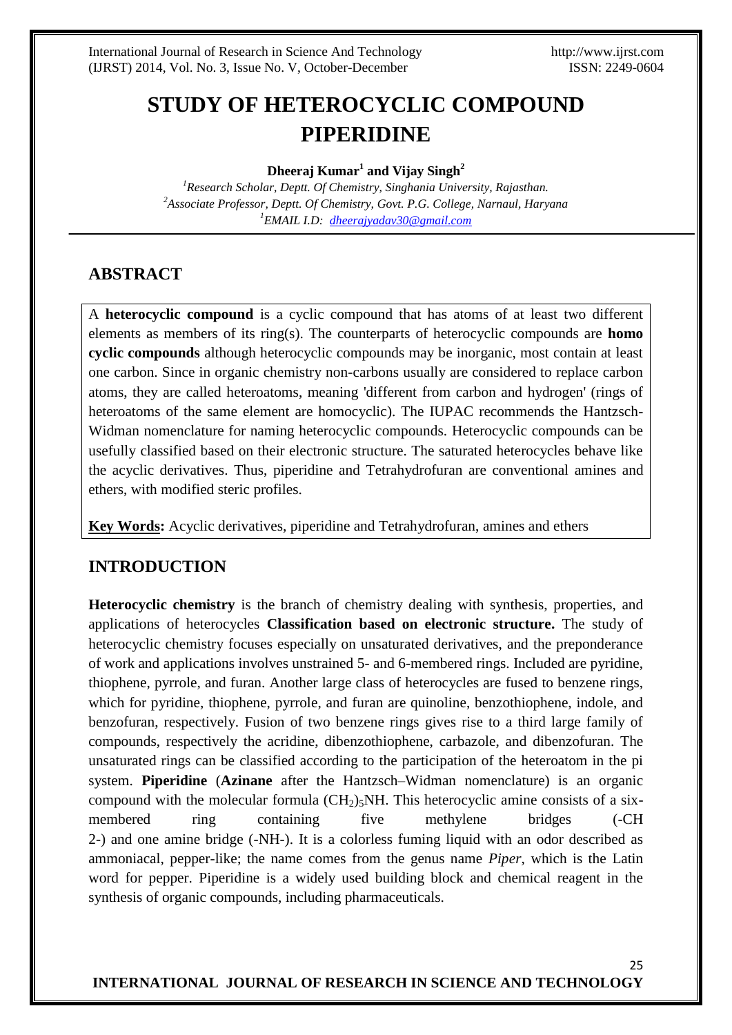# STUDY OF HETEROCYCLIC COMPOUND PIPERIDINE

**Dheeraj Kumar[1] and Vijay Singh[2]**

[1]*Research Scholar, Deptt. Of Chemistry, Singhania University, Rajasthan.*
[2]*Associate Professor, Deptt. Of Chemistry, Govt. P.G. College, Narnaul, Haryana*
[1]*EMAIL I.D: dheerajyadav30@gmail.com*

## ABSTRACT

A **heterocyclic compound** is a cyclic compound that has atoms of at least two different elements as members of its ring(s). The counterparts of heterocyclic compounds are **homo cyclic compounds** although heterocyclic compounds may be inorganic, most contain at least one carbon. Since in organic chemistry non-carbons usually are considered to replace carbon atoms, they are called heteroatoms, meaning 'different from carbon and hydrogen' (rings of heteroatoms of the same element are homocyclic). The IUPAC recommends the Hantzsch-Widman nomenclature for naming heterocyclic compounds. Heterocyclic compounds can be usefully classified based on their electronic structure. The saturated heterocycles behave like the acyclic derivatives. Thus, piperidine and Tetrahydrofuran are conventional amines and ethers, with modified steric profiles.

**Key Words:** Acyclic derivatives, piperidine and Tetrahydrofuran, amines and ethers

## INTRODUCTION

**Heterocyclic chemistry** is the branch of chemistry dealing with synthesis, properties, and applications of heterocycles **Classification based on electronic structure.** The study of heterocyclic chemistry focuses especially on unsaturated derivatives, and the preponderance of work and applications involves unstrained 5- and 6-membered rings. Included are pyridine, thiophene, pyrrole, and furan. Another large class of heterocycles are fused to benzene rings, which for pyridine, thiophene, pyrrole, and furan are quinoline, benzothiophene, indole, and benzofuran, respectively. Fusion of two benzene rings gives rise to a third large family of compounds, respectively the acridine, dibenzothiophene, carbazole, and dibenzofuran. The unsaturated rings can be classified according to the participation of the heteroatom in the pi system. **Piperidine** (**Azinane** after the Hantzsch–Widman nomenclature) is an organic compound with the molecular formula $(CH_2)_5NH$. This heterocyclic amine consists of a six-membered ring containing five methylene bridges (-CH 2-) and one amine bridge (-NH-). It is a colorless fuming liquid with an odor described as ammoniacal, pepper-like; the name comes from the genus name *Piper*, which is the Latin word for pepper. Piperidine is a widely used building block and chemical reagent in the synthesis of organic compounds, including pharmaceuticals.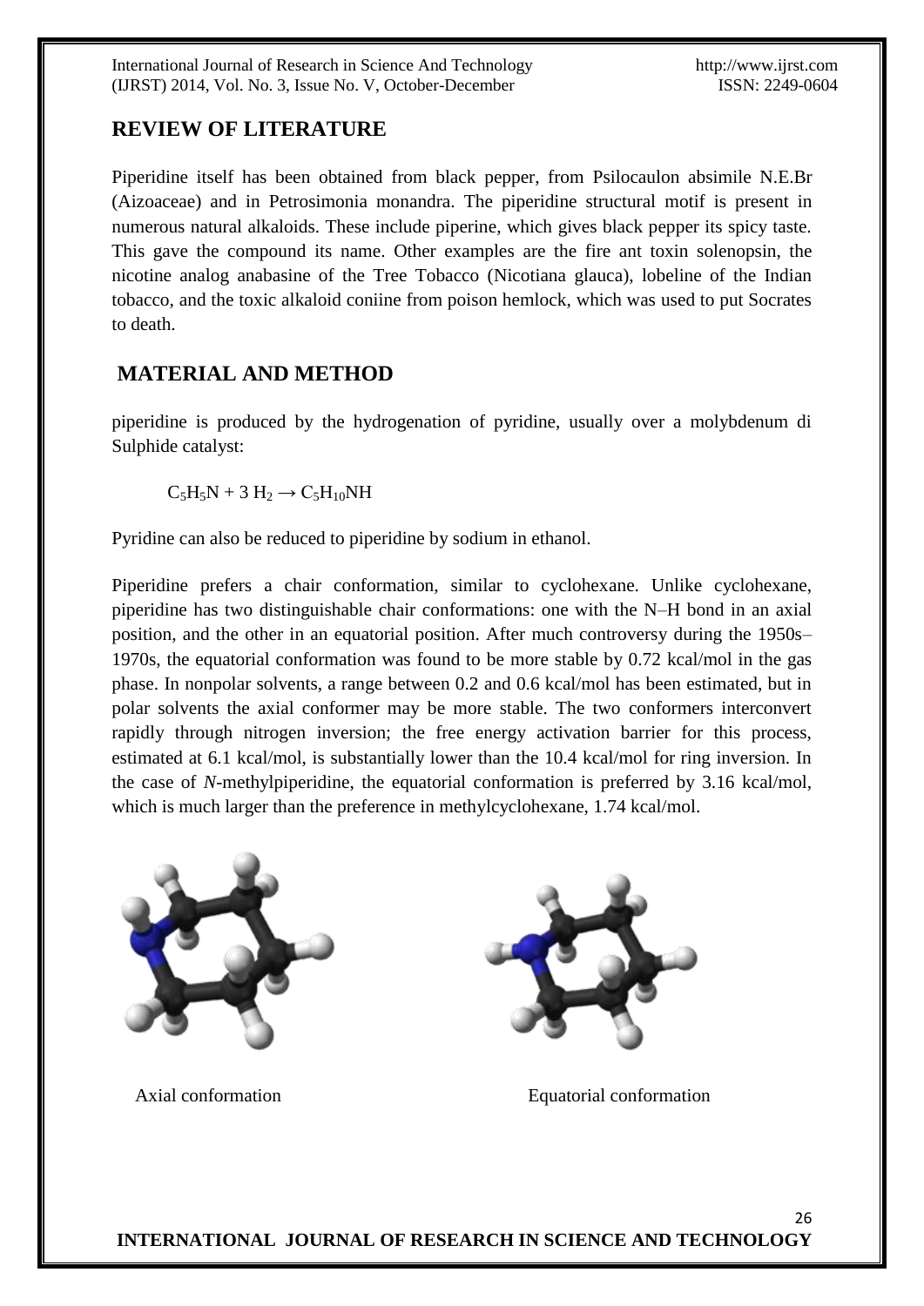## REVIEW OF LITERATURE

Piperidine itself has been obtained from black pepper, from Psilocaulon absimile N.E.Br (Aizoaceae) and in Petrosimonia monandra. The piperidine structural motif is present in numerous natural alkaloids. These include piperine, which gives black pepper its spicy taste. This gave the compound its name. Other examples are the fire ant toxin solenopsin, the nicotine analog anabasine of the Tree Tobacco (Nicotiana glauca), lobeline of the Indian tobacco, and the toxic alkaloid coniine from poison hemlock, which was used to put Socrates to death.

## MATERIAL AND METHOD

piperidine is produced by the hydrogenation of pyridine, usually over a molybdenum di Sulphide catalyst:

$$C_5H_5N + 3\ H_2 \rightarrow C_5H_{10}NH$$

Pyridine can also be reduced to piperidine by sodium in ethanol.

Piperidine prefers a chair conformation, similar to cyclohexane. Unlike cyclohexane, piperidine has two distinguishable chair conformations: one with the N–H bond in an axial position, and the other in an equatorial position. After much controversy during the 1950s–1970s, the equatorial conformation was found to be more stable by 0.72 kcal/mol in the gas phase. In nonpolar solvents, a range between 0.2 and 0.6 kcal/mol has been estimated, but in polar solvents the axial conformer may be more stable. The two conformers interconvert rapidly through nitrogen inversion; the free energy activation barrier for this process, estimated at 6.1 kcal/mol, is substantially lower than the 10.4 kcal/mol for ring inversion. In the case of *N*-methylpiperidine, the equatorial conformation is preferred by 3.16 kcal/mol, which is much larger than the preference in methylcyclohexane, 1.74 kcal/mol.

Axial conformation

Equatorial conformation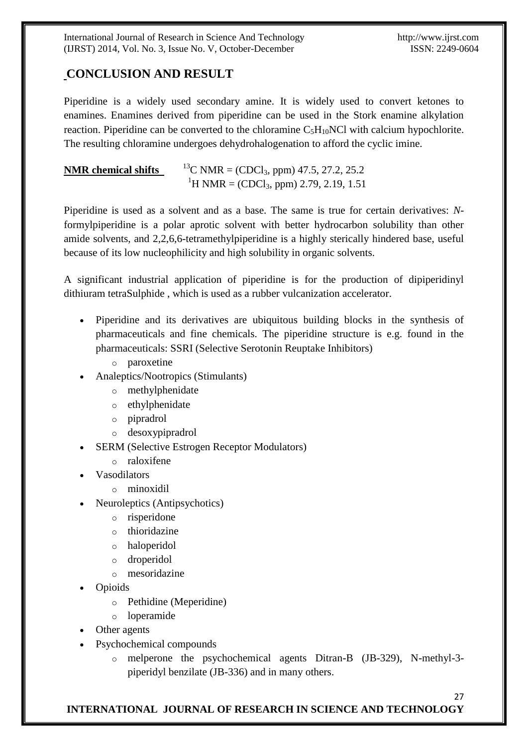## CONCLUSION AND RESULT

Piperidine is a widely used secondary amine. It is widely used to convert ketones to enamines. Enamines derived from piperidine can be used in the Stork enamine alkylation reaction. Piperidine can be converted to the chloramine $C_5H_{10}NCl$ with calcium hypochlorite. The resulting chloramine undergoes dehydrohalogenation to afford the cyclic imine.

**NMR chemical shifts** $^{13}C$ NMR = ($CDCl_3$, ppm) 47.5, 27.2, 25.2
$^{1}H$ NMR = ($CDCl_3$, ppm) 2.79, 2.19, 1.51

Piperidine is used as a solvent and as a base. The same is true for certain derivatives: *N*-formylpiperidine is a polar aprotic solvent with better hydrocarbon solubility than other amide solvents, and 2,2,6,6-tetramethylpiperidine is a highly sterically hindered base, useful because of its low nucleophilicity and high solubility in organic solvents.

A significant industrial application of piperidine is for the production of dipiperidinyl dithiuram tetraSulphide , which is used as a rubber vulcanization accelerator.

- Piperidine and its derivatives are ubiquitous building blocks in the synthesis of pharmaceuticals and fine chemicals. The piperidine structure is e.g. found in the pharmaceuticals: SSRI (Selective Serotonin Reuptake Inhibitors)
  - paroxetine
- Analeptics/Nootropics (Stimulants)
  - methylphenidate
  - ethylphenidate
  - pipradrol
  - desoxypipradrol
- SERM (Selective Estrogen Receptor Modulators)
  - raloxifene
- Vasodilators
  - minoxidil
- Neuroleptics (Antipsychotics)
  - risperidone
  - thioridazine
  - haloperidol
  - droperidol
  - mesoridazine
- Opioids
  - Pethidine (Meperidine)
  - loperamide
- Other agents
- Psychochemical compounds
  - melperone the psychochemical agents Ditran-B (JB-329), N-methyl-3-piperidyl benzilate (JB-336) and in many others.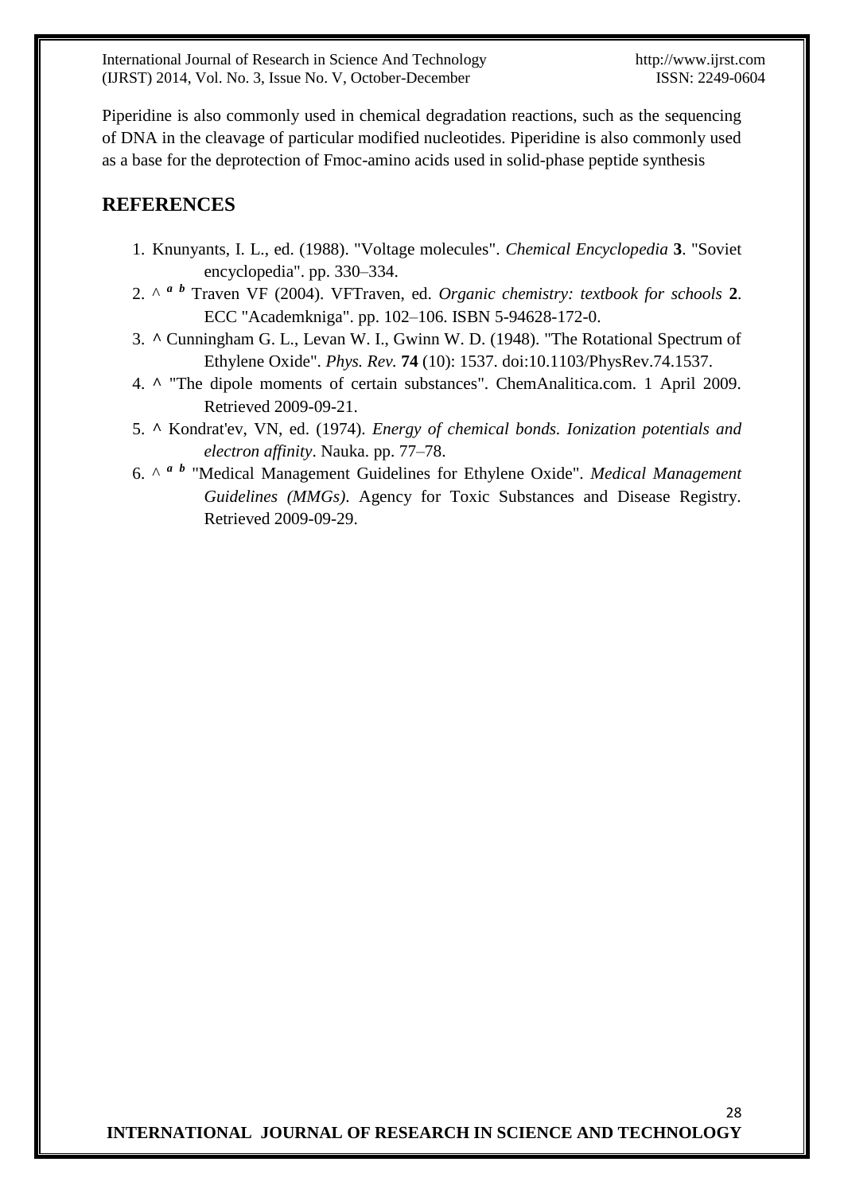Piperidine is also commonly used in chemical degradation reactions, such as the sequencing of DNA in the cleavage of particular modified nucleotides. Piperidine is also commonly used as a base for the deprotection of Fmoc-amino acids used in solid-phase peptide synthesis

## REFERENCES

1. Knunyants, I. L., ed. (1988). "Voltage molecules". *Chemical Encyclopedia* **3**. "Soviet encyclopedia". pp. 330–334.
2. ^ *a b* Traven VF (2004). VFTraven, ed. *Organic chemistry: textbook for schools* **2**. ECC "Academkniga". pp. 102–106. ISBN 5-94628-172-0.
3. **^** Cunningham G. L., Levan W. I., Gwinn W. D. (1948). "The Rotational Spectrum of Ethylene Oxide". *Phys. Rev.* **74** (10): 1537. doi:10.1103/PhysRev.74.1537.
4. **^** "The dipole moments of certain substances". ChemAnalitica.com. 1 April 2009. Retrieved 2009-09-21.
5. **^** Kondrat'ev, VN, ed. (1974). *Energy of chemical bonds. Ionization potentials and electron affinity*. Nauka. pp. 77–78.
6. ^ *a b* "Medical Management Guidelines for Ethylene Oxide". *Medical Management Guidelines (MMGs)*. Agency for Toxic Substances and Disease Registry. Retrieved 2009-09-29.